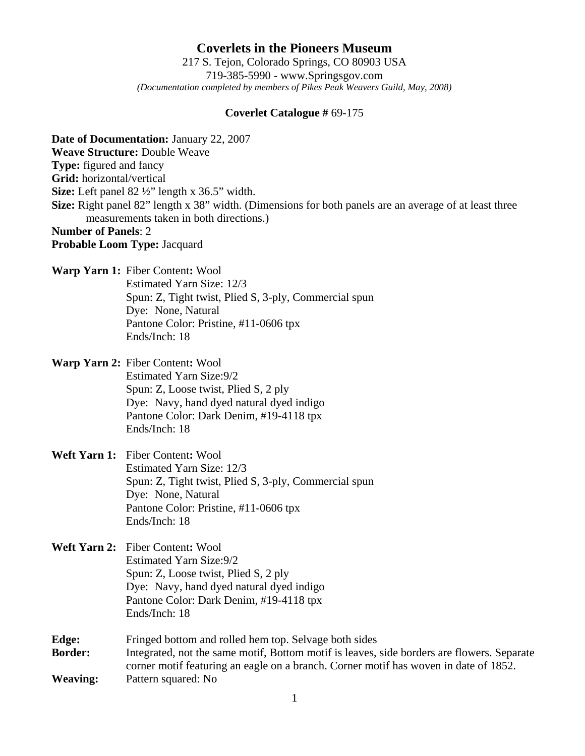# Coverlets in the Pioneers Museum

217 S. Tejon, Colorado Springs, CO 80903 USA
719-385-5990 - www.Springsgov.com
*(Documentation completed by members of Pikes Peak Weavers Guild, May, 2008)*

**Coverlet Catalogue #** 69-175

**Date of Documentation:** January 22, 2007
**Weave Structure:** Double Weave
**Type:** figured and fancy
**Grid:** horizontal/vertical
**Size:** Left panel 82 ½" length x 36.5" width.
**Size:** Right panel 82" length x 38" width. (Dimensions for both panels are an average of at least three measurements taken in both directions.)
**Number of Panels**: 2
**Probable Loom Type:** Jacquard

**Warp Yarn 1:** Fiber Content**:** Wool
Estimated Yarn Size: 12/3
Spun: Z, Tight twist, Plied S, 3-ply, Commercial spun
Dye: None, Natural
Pantone Color: Pristine, #11-0606 tpx
Ends/Inch: 18

**Warp Yarn 2:** Fiber Content**:** Wool
Estimated Yarn Size:9/2
Spun: Z, Loose twist, Plied S, 2 ply
Dye: Navy, hand dyed natural dyed indigo
Pantone Color: Dark Denim, #19-4118 tpx
Ends/Inch: 18

**Weft Yarn 1:** Fiber Content**:** Wool
Estimated Yarn Size: 12/3
Spun: Z, Tight twist, Plied S, 3-ply, Commercial spun
Dye: None, Natural
Pantone Color: Pristine, #11-0606 tpx
Ends/Inch: 18

**Weft Yarn 2:** Fiber Content**:** Wool
Estimated Yarn Size:9/2
Spun: Z, Loose twist, Plied S, 2 ply
Dye: Navy, hand dyed natural dyed indigo
Pantone Color: Dark Denim, #19-4118 tpx
Ends/Inch: 18

**Edge:** Fringed bottom and rolled hem top. Selvage both sides
**Border:** Integrated, not the same motif, Bottom motif is leaves, side borders are flowers. Separate corner motif featuring an eagle on a branch. Corner motif has woven in date of 1852.
**Weaving:** Pattern squared: No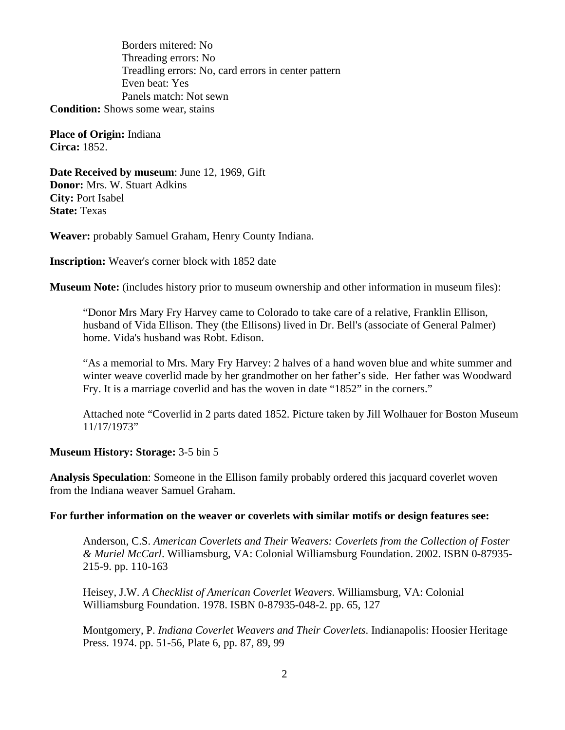Borders mitered: No
Threading errors: No
Treadling errors: No, card errors in center pattern
Even beat: Yes
Panels match: Not sewn

**Condition:** Shows some wear, stains

**Place of Origin:** Indiana
**Circa:** 1852.

**Date Received by museum**: June 12, 1969, Gift
**Donor:** Mrs. W. Stuart Adkins
**City:** Port Isabel
**State:** Texas

**Weaver:** probably Samuel Graham, Henry County Indiana.

**Inscription:** Weaver's corner block with 1852 date

**Museum Note:** (includes history prior to museum ownership and other information in museum files):

> "Donor Mrs Mary Fry Harvey came to Colorado to take care of a relative, Franklin Ellison, husband of Vida Ellison. They (the Ellisons) lived in Dr. Bell's (associate of General Palmer) home. Vida's husband was Robt. Edison.
>
> "As a memorial to Mrs. Mary Fry Harvey: 2 halves of a hand woven blue and white summer and winter weave coverlid made by her grandmother on her father's side. Her father was Woodward Fry. It is a marriage coverlid and has the woven in date "1852" in the corners."
>
> Attached note "Coverlid in 2 parts dated 1852. Picture taken by Jill Wolhauer for Boston Museum 11/17/1973"

**Museum History: Storage:** 3-5 bin 5

**Analysis Speculation**: Someone in the Ellison family probably ordered this jacquard coverlet woven from the Indiana weaver Samuel Graham.

**For further information on the weaver or coverlets with similar motifs or design features see:**

> Anderson, C.S. *American Coverlets and Their Weavers: Coverlets from the Collection of Foster & Muriel McCarl*. Williamsburg, VA: Colonial Williamsburg Foundation. 2002. ISBN 0-87935-215-9. pp. 110-163
>
> Heisey, J.W. *A Checklist of American Coverlet Weavers*. Williamsburg, VA: Colonial Williamsburg Foundation. 1978. ISBN 0-87935-048-2. pp. 65, 127
>
> Montgomery, P. *Indiana Coverlet Weavers and Their Coverlets*. Indianapolis: Hoosier Heritage Press. 1974. pp. 51-56, Plate 6, pp. 87, 89, 99